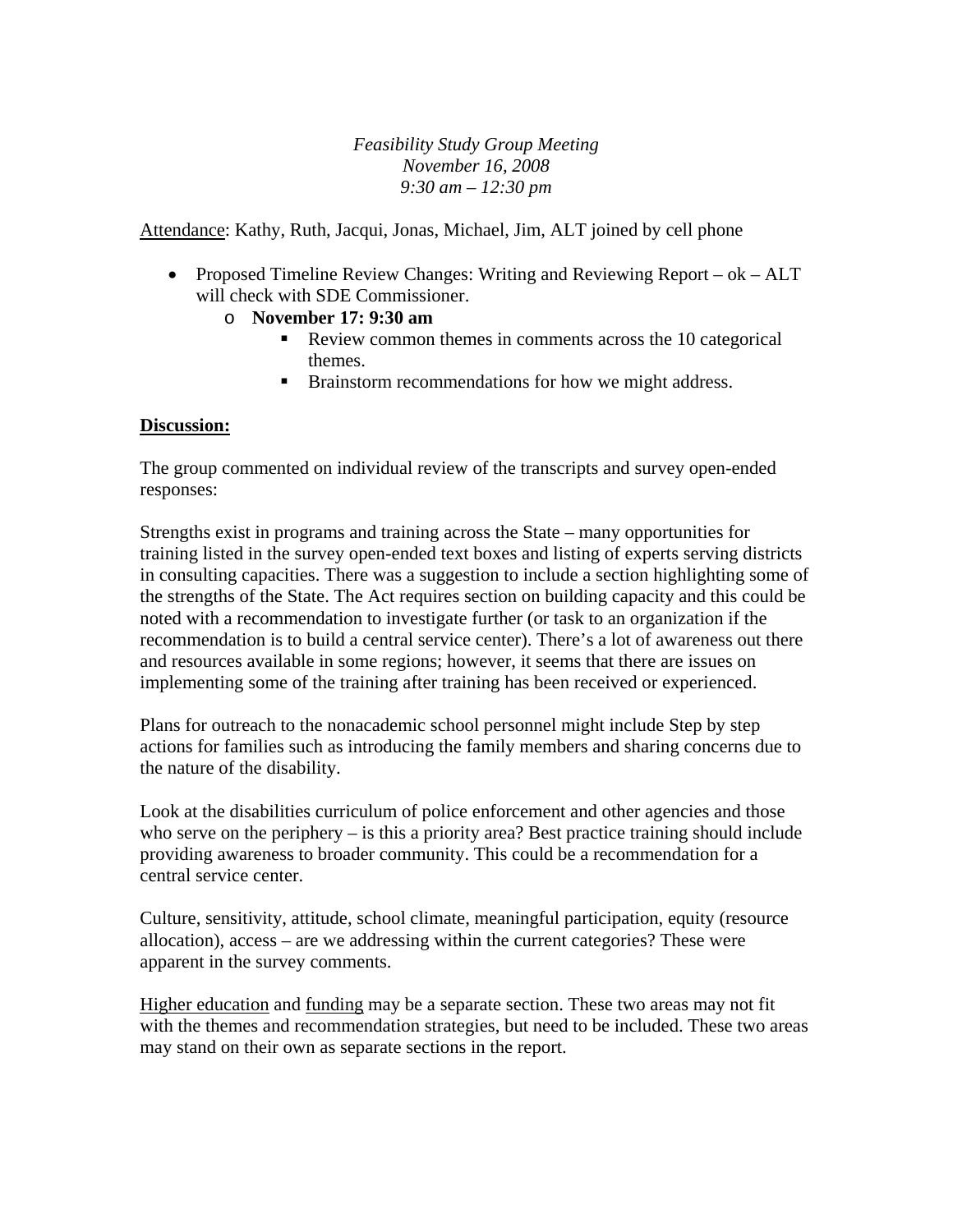*Feasibility Study Group Meeting*
*November 16, 2008*
*9:30 am – 12:30 pm*

<u>Attendance</u>: Kathy, Ruth, Jacqui, Jonas, Michael, Jim, ALT joined by cell phone

- Proposed Timeline Review Changes: Writing and Reviewing Report – ok – ALT will check with SDE Commissioner.
  - **November 17: 9:30 am**
    - Review common themes in comments across the 10 categorical themes.
    - Brainstorm recommendations for how we might address.

**<u>Discussion:</u>**

The group commented on individual review of the transcripts and survey open-ended responses:

Strengths exist in programs and training across the State – many opportunities for training listed in the survey open-ended text boxes and listing of experts serving districts in consulting capacities. There was a suggestion to include a section highlighting some of the strengths of the State. The Act requires section on building capacity and this could be noted with a recommendation to investigate further (or task to an organization if the recommendation is to build a central service center). There's a lot of awareness out there and resources available in some regions; however, it seems that there are issues on implementing some of the training after training has been received or experienced.

Plans for outreach to the nonacademic school personnel might include Step by step actions for families such as introducing the family members and sharing concerns due to the nature of the disability.

Look at the disabilities curriculum of police enforcement and other agencies and those who serve on the periphery – is this a priority area? Best practice training should include providing awareness to broader community. This could be a recommendation for a central service center.

Culture, sensitivity, attitude, school climate, meaningful participation, equity (resource allocation), access – are we addressing within the current categories? These were apparent in the survey comments.

<u>Higher education</u> and <u>funding</u> may be a separate section. These two areas may not fit with the themes and recommendation strategies, but need to be included. These two areas may stand on their own as separate sections in the report.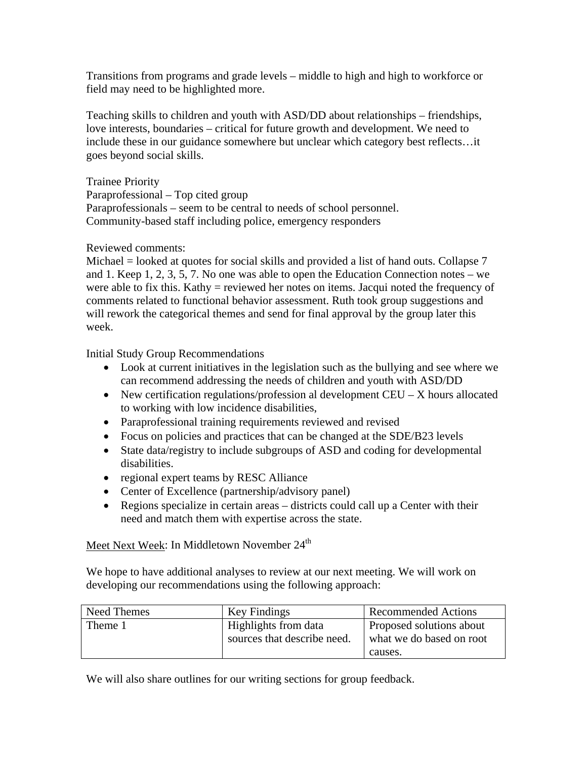Transitions from programs and grade levels – middle to high and high to workforce or field may need to be highlighted more.

Teaching skills to children and youth with ASD/DD about relationships – friendships, love interests, boundaries – critical for future growth and development. We need to include these in our guidance somewhere but unclear which category best reflects…it goes beyond social skills.

Trainee Priority
Paraprofessional – Top cited group
Paraprofessionals – seem to be central to needs of school personnel.
Community-based staff including police, emergency responders

Reviewed comments:
Michael = looked at quotes for social skills and provided a list of hand outs. Collapse 7 and 1. Keep 1, 2, 3, 5, 7. No one was able to open the Education Connection notes – we were able to fix this. Kathy = reviewed her notes on items. Jacqui noted the frequency of comments related to functional behavior assessment. Ruth took group suggestions and will rework the categorical themes and send for final approval by the group later this week.

Initial Study Group Recommendations

- Look at current initiatives in the legislation such as the bullying and see where we can recommend addressing the needs of children and youth with ASD/DD
- New certification regulations/profession al development CEU – X hours allocated to working with low incidence disabilities,
- Paraprofessional training requirements reviewed and revised
- Focus on policies and practices that can be changed at the SDE/B23 levels
- State data/registry to include subgroups of ASD and coding for developmental disabilities.
- regional expert teams by RESC Alliance
- Center of Excellence (partnership/advisory panel)
- Regions specialize in certain areas – districts could call up a Center with their need and match them with expertise across the state.

<u>Meet Next Week</u>: In Middletown November 24th

We hope to have additional analyses to review at our next meeting. We will work on developing our recommendations using the following approach:

| Need Themes | Key Findings | Recommended Actions |
|---|---|---|
| Theme 1 | Highlights from data sources that describe need. | Proposed solutions about what we do based on root causes. |

We will also share outlines for our writing sections for group feedback.